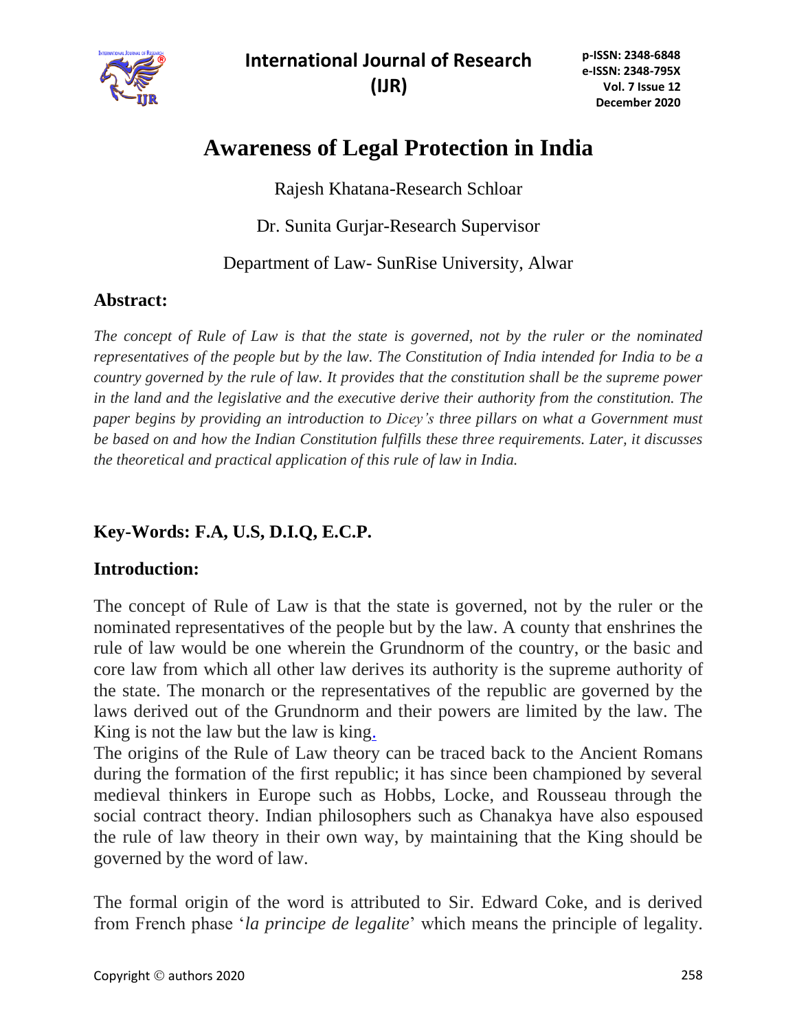# Awareness of Legal Protection in India

Rajesh Khatana-Research Schloar

Dr. Sunita Gurjar-Research Supervisor

Department of Law- SunRise University, Alwar

## Abstract:

*The concept of Rule of Law is that the state is governed, not by the ruler or the nominated representatives of the people but by the law. The Constitution of India intended for India to be a country governed by the rule of law. It provides that the constitution shall be the supreme power in the land and the legislative and the executive derive their authority from the constitution. The paper begins by providing an introduction to Dicey's three pillars on what a Government must be based on and how the Indian Constitution fulfills these three requirements. Later, it discusses the theoretical and practical application of this rule of law in India.*

## Key-Words: F.A, U.S, D.I.Q, E.C.P.

## Introduction:

The concept of Rule of Law is that the state is governed, not by the ruler or the nominated representatives of the people but by the law. A county that enshrines the rule of law would be one wherein the Grundnorm of the country, or the basic and core law from which all other law derives its authority is the supreme authority of the state. The monarch or the representatives of the republic are governed by the laws derived out of the Grundnorm and their powers are limited by the law. The King is not the law but the law is king.

The origins of the Rule of Law theory can be traced back to the Ancient Romans during the formation of the first republic; it has since been championed by several medieval thinkers in Europe such as Hobbs, Locke, and Rousseau through the social contract theory. Indian philosophers such as Chanakya have also espoused the rule of law theory in their own way, by maintaining that the King should be governed by the word of law.

The formal origin of the word is attributed to Sir. Edward Coke, and is derived from French phase '*la principe de legalite*' which means the principle of legality.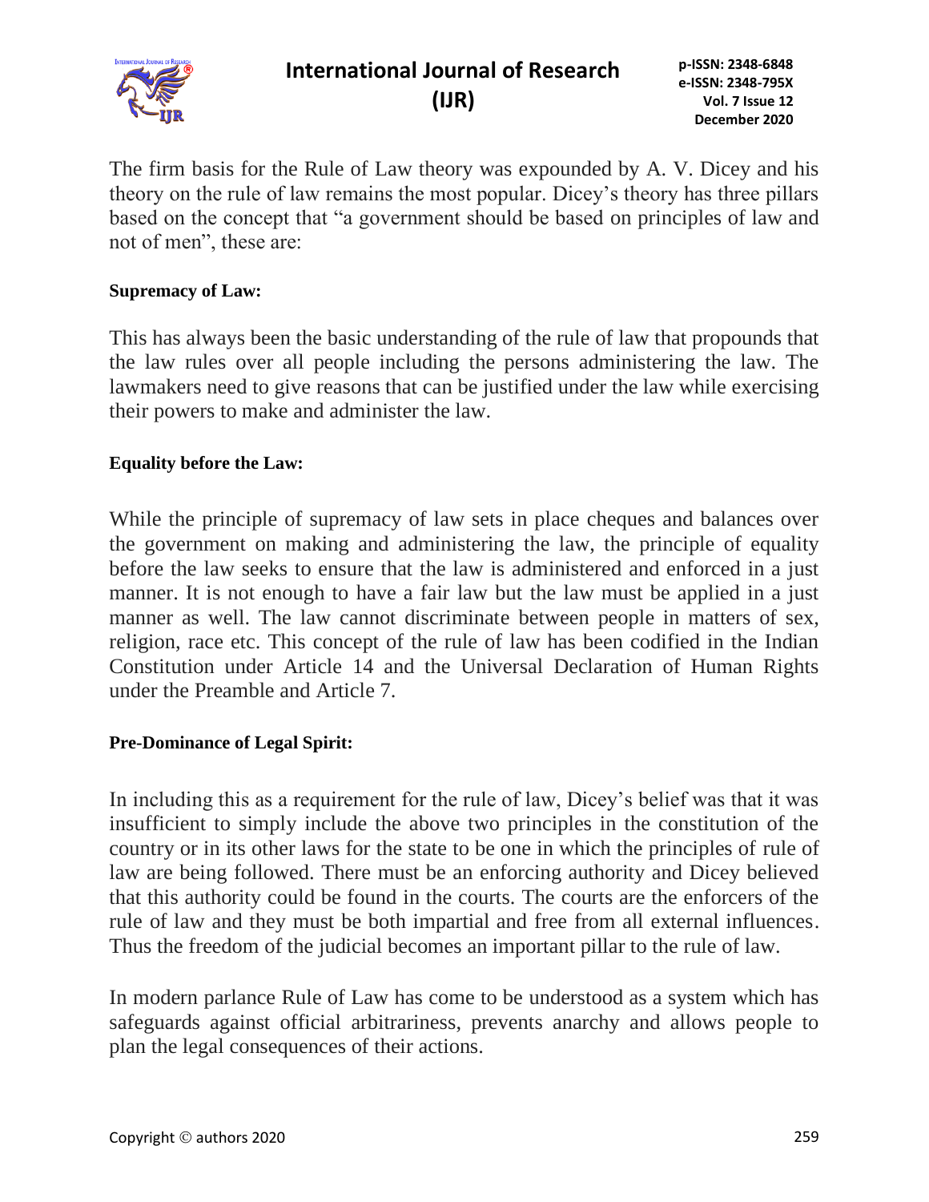The firm basis for the Rule of Law theory was expounded by A. V. Dicey and his theory on the rule of law remains the most popular. Dicey's theory has three pillars based on the concept that "a government should be based on principles of law and not of men", these are:

**Supremacy of Law:**

This has always been the basic understanding of the rule of law that propounds that the law rules over all people including the persons administering the law. The lawmakers need to give reasons that can be justified under the law while exercising their powers to make and administer the law.

**Equality before the Law:**

While the principle of supremacy of law sets in place cheques and balances over the government on making and administering the law, the principle of equality before the law seeks to ensure that the law is administered and enforced in a just manner. It is not enough to have a fair law but the law must be applied in a just manner as well. The law cannot discriminate between people in matters of sex, religion, race etc. This concept of the rule of law has been codified in the Indian Constitution under Article 14 and the Universal Declaration of Human Rights under the Preamble and Article 7.

**Pre-Dominance of Legal Spirit:**

In including this as a requirement for the rule of law, Dicey's belief was that it was insufficient to simply include the above two principles in the constitution of the country or in its other laws for the state to be one in which the principles of rule of law are being followed. There must be an enforcing authority and Dicey believed that this authority could be found in the courts. The courts are the enforcers of the rule of law and they must be both impartial and free from all external influences. Thus the freedom of the judicial becomes an important pillar to the rule of law.

In modern parlance Rule of Law has come to be understood as a system which has safeguards against official arbitrariness, prevents anarchy and allows people to plan the legal consequences of their actions.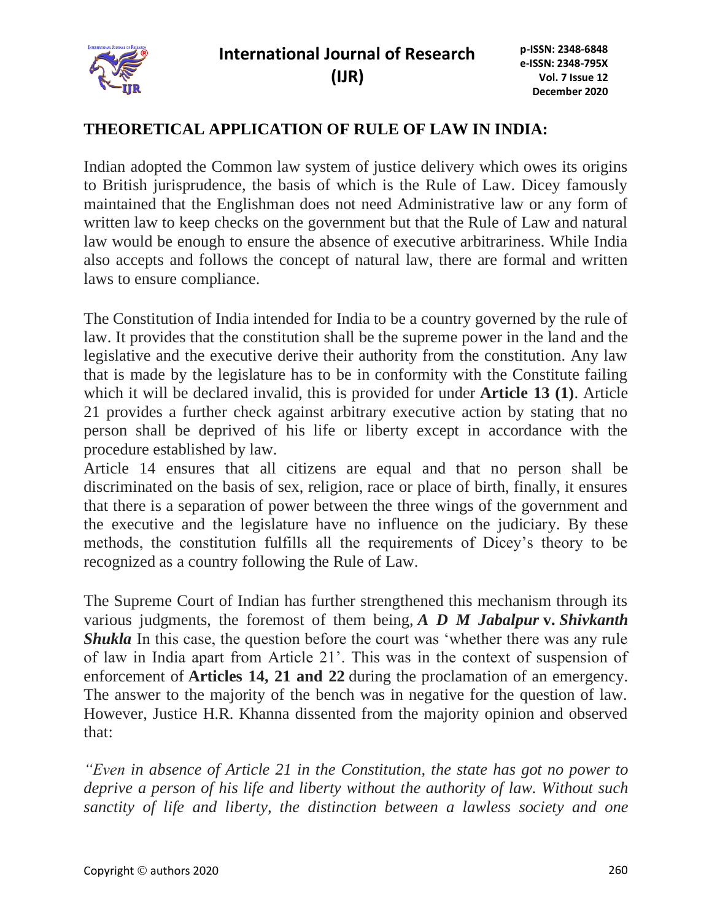## THEORETICAL APPLICATION OF RULE OF LAW IN INDIA:

Indian adopted the Common law system of justice delivery which owes its origins to British jurisprudence, the basis of which is the Rule of Law. Dicey famously maintained that the Englishman does not need Administrative law or any form of written law to keep checks on the government but that the Rule of Law and natural law would be enough to ensure the absence of executive arbitrariness. While India also accepts and follows the concept of natural law, there are formal and written laws to ensure compliance.

The Constitution of India intended for India to be a country governed by the rule of law. It provides that the constitution shall be the supreme power in the land and the legislative and the executive derive their authority from the constitution. Any law that is made by the legislature has to be in conformity with the Constitute failing which it will be declared invalid, this is provided for under **Article 13 (1)**. Article 21 provides a further check against arbitrary executive action by stating that no person shall be deprived of his life or liberty except in accordance with the procedure established by law.

Article 14 ensures that all citizens are equal and that no person shall be discriminated on the basis of sex, religion, race or place of birth, finally, it ensures that there is a separation of power between the three wings of the government and the executive and the legislature have no influence on the judiciary. By these methods, the constitution fulfills all the requirements of Dicey's theory to be recognized as a country following the Rule of Law.

The Supreme Court of Indian has further strengthened this mechanism through its various judgments, the foremost of them being, ***A D M Jabalpur* v. *Shivkanth Shukla*** In this case, the question before the court was 'whether there was any rule of law in India apart from Article 21'. This was in the context of suspension of enforcement of **Articles 14, 21 and 22** during the proclamation of an emergency. The answer to the majority of the bench was in negative for the question of law. However, Justice H.R. Khanna dissented from the majority opinion and observed that:

*"Even in absence of Article 21 in the Constitution, the state has got no power to deprive a person of his life and liberty without the authority of law. Without such sanctity of life and liberty, the distinction between a lawless society and one*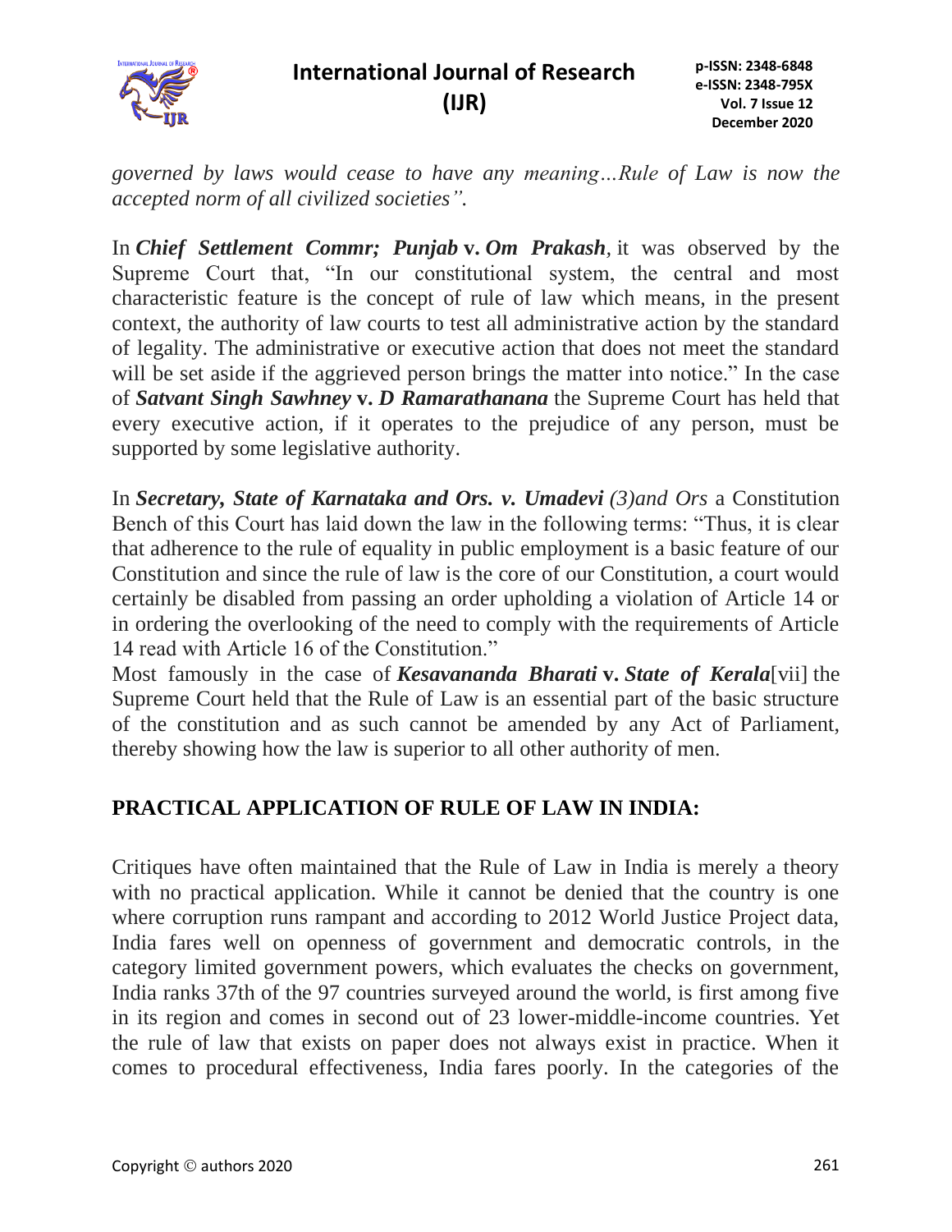*governed by laws would cease to have any meaning…Rule of Law is now the accepted norm of all civilized societies".*

In ***Chief Settlement Commr; Punjab* v. *Om Prakash***, it was observed by the Supreme Court that, "In our constitutional system, the central and most characteristic feature is the concept of rule of law which means, in the present context, the authority of law courts to test all administrative action by the standard of legality. The administrative or executive action that does not meet the standard will be set aside if the aggrieved person brings the matter into notice." In the case of ***Satvant Singh Sawhney* v. *D Ramarathanana*** the Supreme Court has held that every executive action, if it operates to the prejudice of any person, must be supported by some legislative authority.

In ***Secretary, State of Karnataka and Ors. v. Umadevi*** *(3)and Ors* a Constitution Bench of this Court has laid down the law in the following terms: "Thus, it is clear that adherence to the rule of equality in public employment is a basic feature of our Constitution and since the rule of law is the core of our Constitution, a court would certainly be disabled from passing an order upholding a violation of Article 14 or in ordering the overlooking of the need to comply with the requirements of Article 14 read with Article 16 of the Constitution."
Most famously in the case of ***Kesavananda Bharati* v. *State of Kerala***[vii] the Supreme Court held that the Rule of Law is an essential part of the basic structure of the constitution and as such cannot be amended by any Act of Parliament, thereby showing how the law is superior to all other authority of men.

## PRACTICAL APPLICATION OF RULE OF LAW IN INDIA:

Critiques have often maintained that the Rule of Law in India is merely a theory with no practical application. While it cannot be denied that the country is one where corruption runs rampant and according to 2012 World Justice Project data, India fares well on openness of government and democratic controls, in the category limited government powers, which evaluates the checks on government, India ranks 37th of the 97 countries surveyed around the world, is first among five in its region and comes in second out of 23 lower-middle-income countries. Yet the rule of law that exists on paper does not always exist in practice. When it comes to procedural effectiveness, India fares poorly. In the categories of the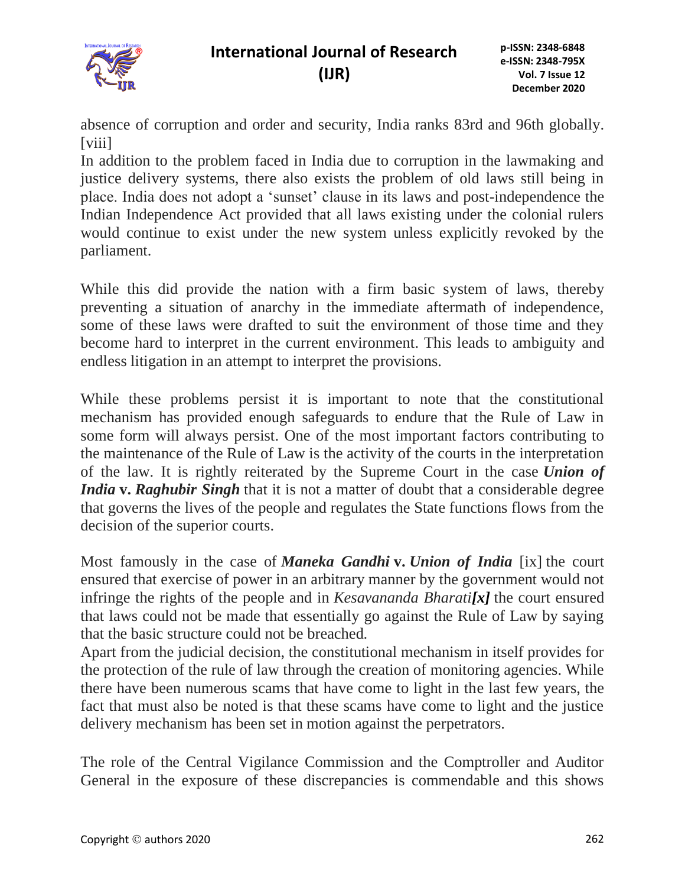absence of corruption and order and security, India ranks 83rd and 96th globally. [viii]

In addition to the problem faced in India due to corruption in the lawmaking and justice delivery systems, there also exists the problem of old laws still being in place. India does not adopt a 'sunset' clause in its laws and post-independence the Indian Independence Act provided that all laws existing under the colonial rulers would continue to exist under the new system unless explicitly revoked by the parliament.

While this did provide the nation with a firm basic system of laws, thereby preventing a situation of anarchy in the immediate aftermath of independence, some of these laws were drafted to suit the environment of those time and they become hard to interpret in the current environment. This leads to ambiguity and endless litigation in an attempt to interpret the provisions.

While these problems persist it is important to note that the constitutional mechanism has provided enough safeguards to endure that the Rule of Law in some form will always persist. One of the most important factors contributing to the maintenance of the Rule of Law is the activity of the courts in the interpretation of the law. It is rightly reiterated by the Supreme Court in the case ***Union of India* v. *Raghubir Singh*** that it is not a matter of doubt that a considerable degree that governs the lives of the people and regulates the State functions flows from the decision of the superior courts.

Most famously in the case of ***Maneka Gandhi* v. *Union of India*** [ix] the court ensured that exercise of power in an arbitrary manner by the government would not infringe the rights of the people and in *Kesavananda Bharati**[x]*** the court ensured that laws could not be made that essentially go against the Rule of Law by saying that the basic structure could not be breached.

Apart from the judicial decision, the constitutional mechanism in itself provides for the protection of the rule of law through the creation of monitoring agencies. While there have been numerous scams that have come to light in the last few years, the fact that must also be noted is that these scams have come to light and the justice delivery mechanism has been set in motion against the perpetrators.

The role of the Central Vigilance Commission and the Comptroller and Auditor General in the exposure of these discrepancies is commendable and this shows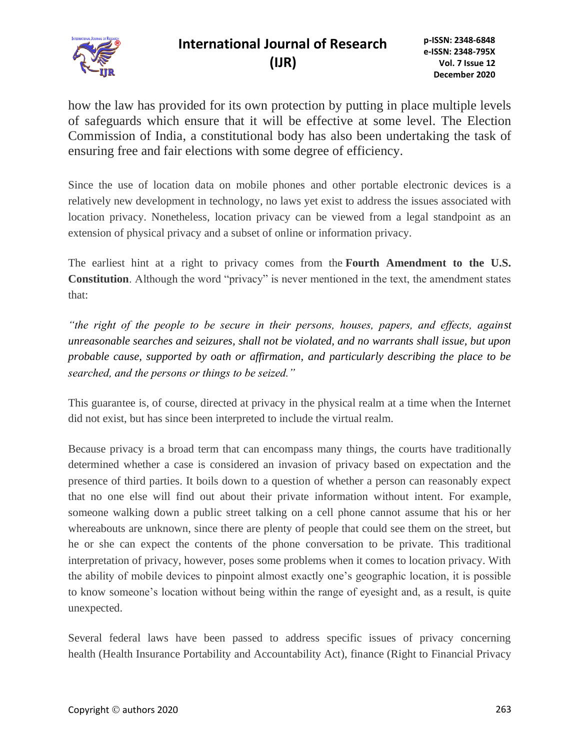how the law has provided for its own protection by putting in place multiple levels of safeguards which ensure that it will be effective at some level. The Election Commission of India, a constitutional body has also been undertaking the task of ensuring free and fair elections with some degree of efficiency.

Since the use of location data on mobile phones and other portable electronic devices is a relatively new development in technology, no laws yet exist to address the issues associated with location privacy. Nonetheless, location privacy can be viewed from a legal standpoint as an extension of physical privacy and a subset of online or information privacy.

The earliest hint at a right to privacy comes from the **Fourth Amendment to the U.S. Constitution**. Although the word "privacy" is never mentioned in the text, the amendment states that:

*"the right of the people to be secure in their persons, houses, papers, and effects, against unreasonable searches and seizures, shall not be violated, and no warrants shall issue, but upon probable cause, supported by oath or affirmation, and particularly describing the place to be searched, and the persons or things to be seized."*

This guarantee is, of course, directed at privacy in the physical realm at a time when the Internet did not exist, but has since been interpreted to include the virtual realm.

Because privacy is a broad term that can encompass many things, the courts have traditionally determined whether a case is considered an invasion of privacy based on expectation and the presence of third parties. It boils down to a question of whether a person can reasonably expect that no one else will find out about their private information without intent. For example, someone walking down a public street talking on a cell phone cannot assume that his or her whereabouts are unknown, since there are plenty of people that could see them on the street, but he or she can expect the contents of the phone conversation to be private. This traditional interpretation of privacy, however, poses some problems when it comes to location privacy. With the ability of mobile devices to pinpoint almost exactly one's geographic location, it is possible to know someone's location without being within the range of eyesight and, as a result, is quite unexpected.

Several federal laws have been passed to address specific issues of privacy concerning health (Health Insurance Portability and Accountability Act), finance (Right to Financial Privacy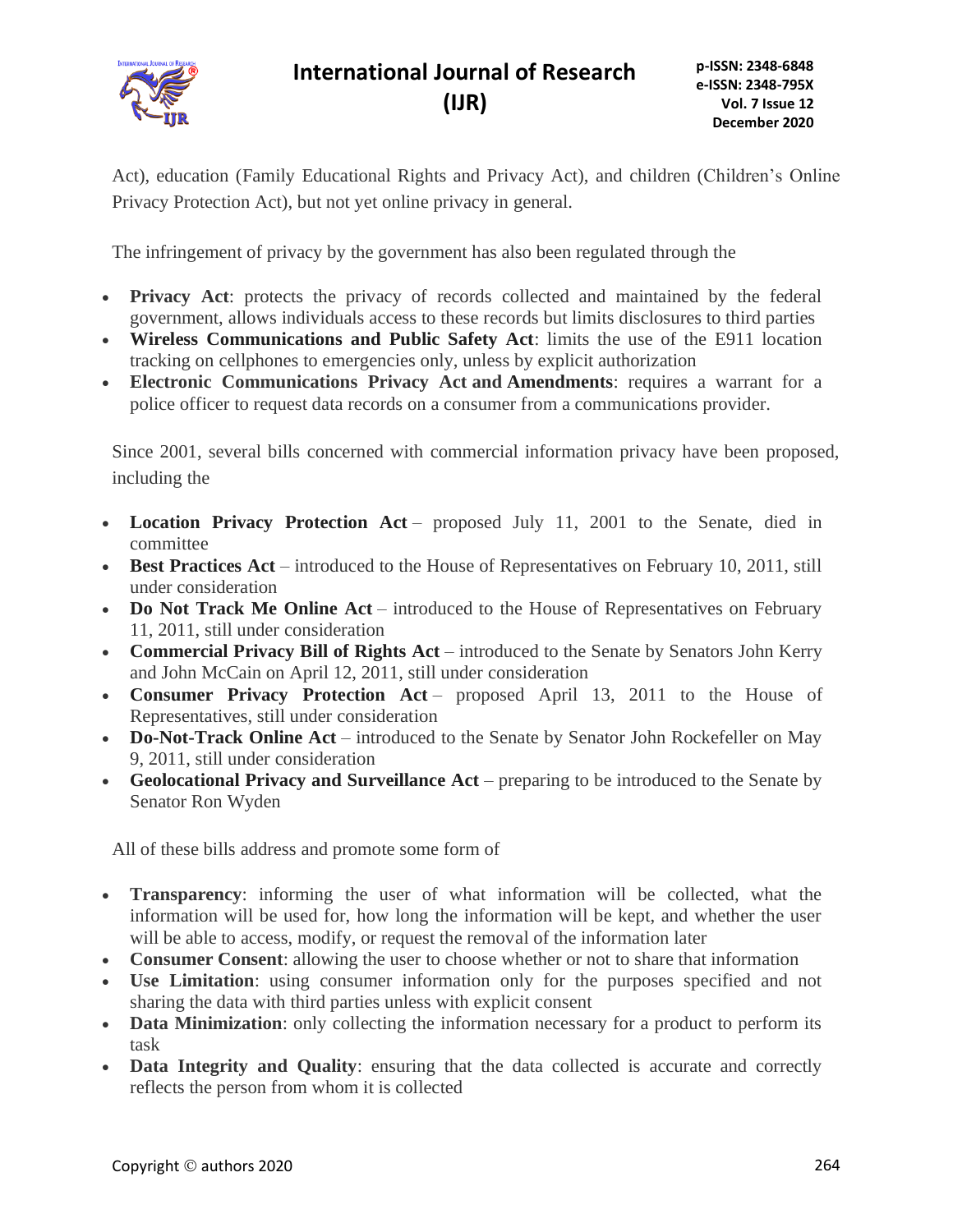Act), education (Family Educational Rights and Privacy Act), and children (Children's Online Privacy Protection Act), but not yet online privacy in general.

The infringement of privacy by the government has also been regulated through the

- **Privacy Act**: protects the privacy of records collected and maintained by the federal government, allows individuals access to these records but limits disclosures to third parties
- **Wireless Communications and Public Safety Act**: limits the use of the E911 location tracking on cellphones to emergencies only, unless by explicit authorization
- **Electronic Communications Privacy Act and Amendments**: requires a warrant for a police officer to request data records on a consumer from a communications provider.

Since 2001, several bills concerned with commercial information privacy have been proposed, including the

- **Location Privacy Protection Act** – proposed July 11, 2001 to the Senate, died in committee
- **Best Practices Act** – introduced to the House of Representatives on February 10, 2011, still under consideration
- **Do Not Track Me Online Act** – introduced to the House of Representatives on February 11, 2011, still under consideration
- **Commercial Privacy Bill of Rights Act** – introduced to the Senate by Senators John Kerry and John McCain on April 12, 2011, still under consideration
- **Consumer Privacy Protection Act** – proposed April 13, 2011 to the House of Representatives, still under consideration
- **Do-Not-Track Online Act** – introduced to the Senate by Senator John Rockefeller on May 9, 2011, still under consideration
- **Geolocational Privacy and Surveillance Act** – preparing to be introduced to the Senate by Senator Ron Wyden

All of these bills address and promote some form of

- **Transparency**: informing the user of what information will be collected, what the information will be used for, how long the information will be kept, and whether the user will be able to access, modify, or request the removal of the information later
- **Consumer Consent**: allowing the user to choose whether or not to share that information
- **Use Limitation**: using consumer information only for the purposes specified and not sharing the data with third parties unless with explicit consent
- **Data Minimization**: only collecting the information necessary for a product to perform its task
- **Data Integrity and Quality**: ensuring that the data collected is accurate and correctly reflects the person from whom it is collected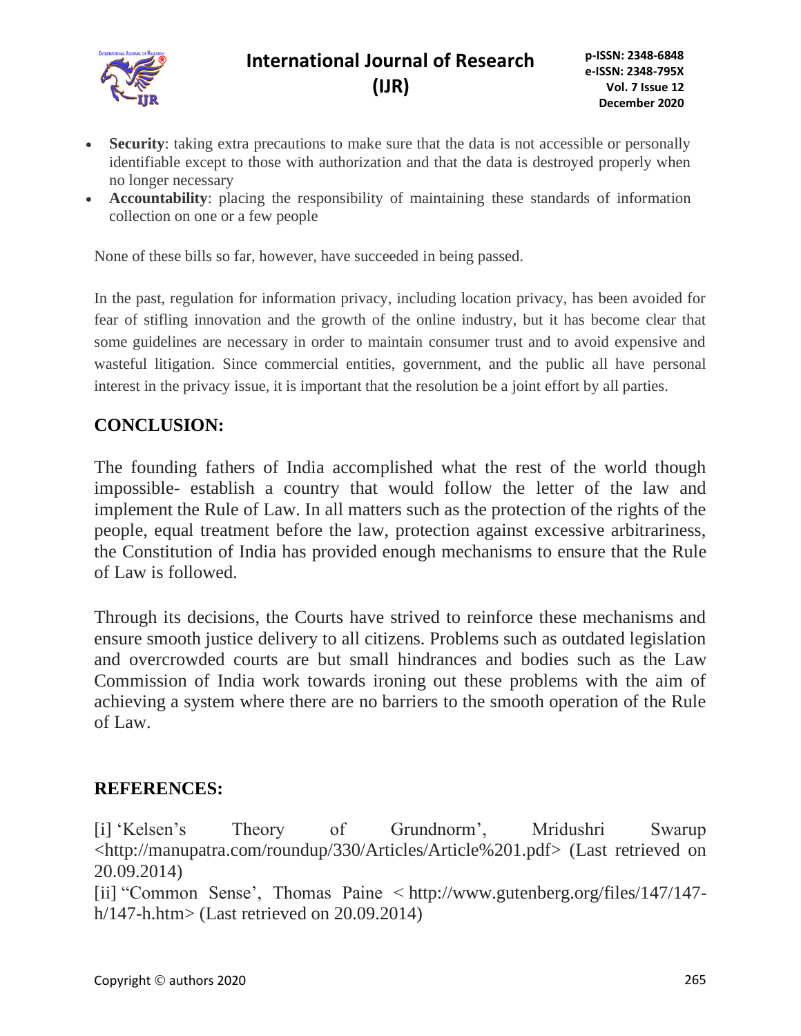- **Security**: taking extra precautions to make sure that the data is not accessible or personally identifiable except to those with authorization and that the data is destroyed properly when no longer necessary
- **Accountability**: placing the responsibility of maintaining these standards of information collection on one or a few people

None of these bills so far, however, have succeeded in being passed.

In the past, regulation for information privacy, including location privacy, has been avoided for fear of stifling innovation and the growth of the online industry, but it has become clear that some guidelines are necessary in order to maintain consumer trust and to avoid expensive and wasteful litigation. Since commercial entities, government, and the public all have personal interest in the privacy issue, it is important that the resolution be a joint effort by all parties.

## CONCLUSION:

The founding fathers of India accomplished what the rest of the world though impossible- establish a country that would follow the letter of the law and implement the Rule of Law. In all matters such as the protection of the rights of the people, equal treatment before the law, protection against excessive arbitrariness, the Constitution of India has provided enough mechanisms to ensure that the Rule of Law is followed.

Through its decisions, the Courts have strived to reinforce these mechanisms and ensure smooth justice delivery to all citizens. Problems such as outdated legislation and overcrowded courts are but small hindrances and bodies such as the Law Commission of India work towards ironing out these problems with the aim of achieving a system where there are no barriers to the smooth operation of the Rule of Law.

## REFERENCES:

[i] 'Kelsen's Theory of Grundnorm', Mridushri Swarup <http://manupatra.com/roundup/330/Articles/Article%201.pdf> (Last retrieved on 20.09.2014)
[ii] "Common Sense', Thomas Paine < http://www.gutenberg.org/files/147/147-h/147-h.htm> (Last retrieved on 20.09.2014)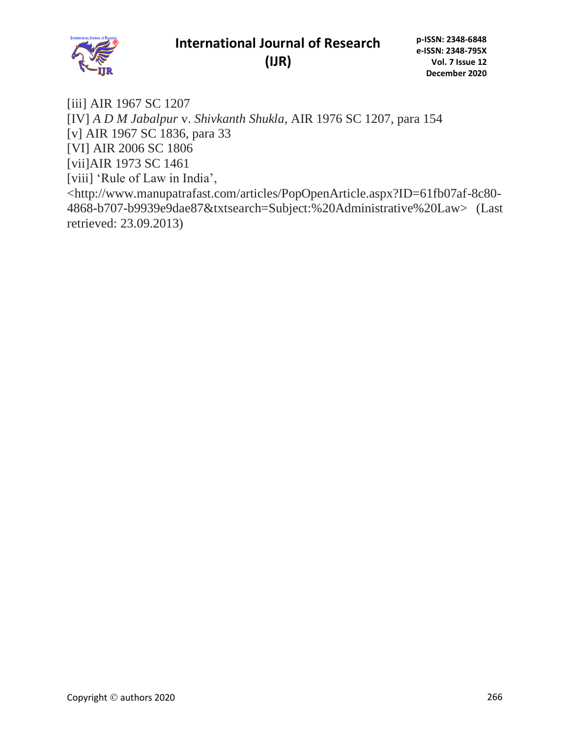[iii] AIR 1967 SC 1207

[IV] *A D M Jabalpur* v. *Shivkanth Shukla,* AIR 1976 SC 1207, para 154

[v] AIR 1967 SC 1836, para 33

[VI] AIR 2006 SC 1806

[vii]AIR 1973 SC 1461

[viii] 'Rule of Law in India', <http://www.manupatrafast.com/articles/PopOpenArticle.aspx?ID=61fb07af-8c80-4868-b707-b9939e9dae87&txtsearch=Subject:%20Administrative%20Law> (Last retrieved: 23.09.2013)